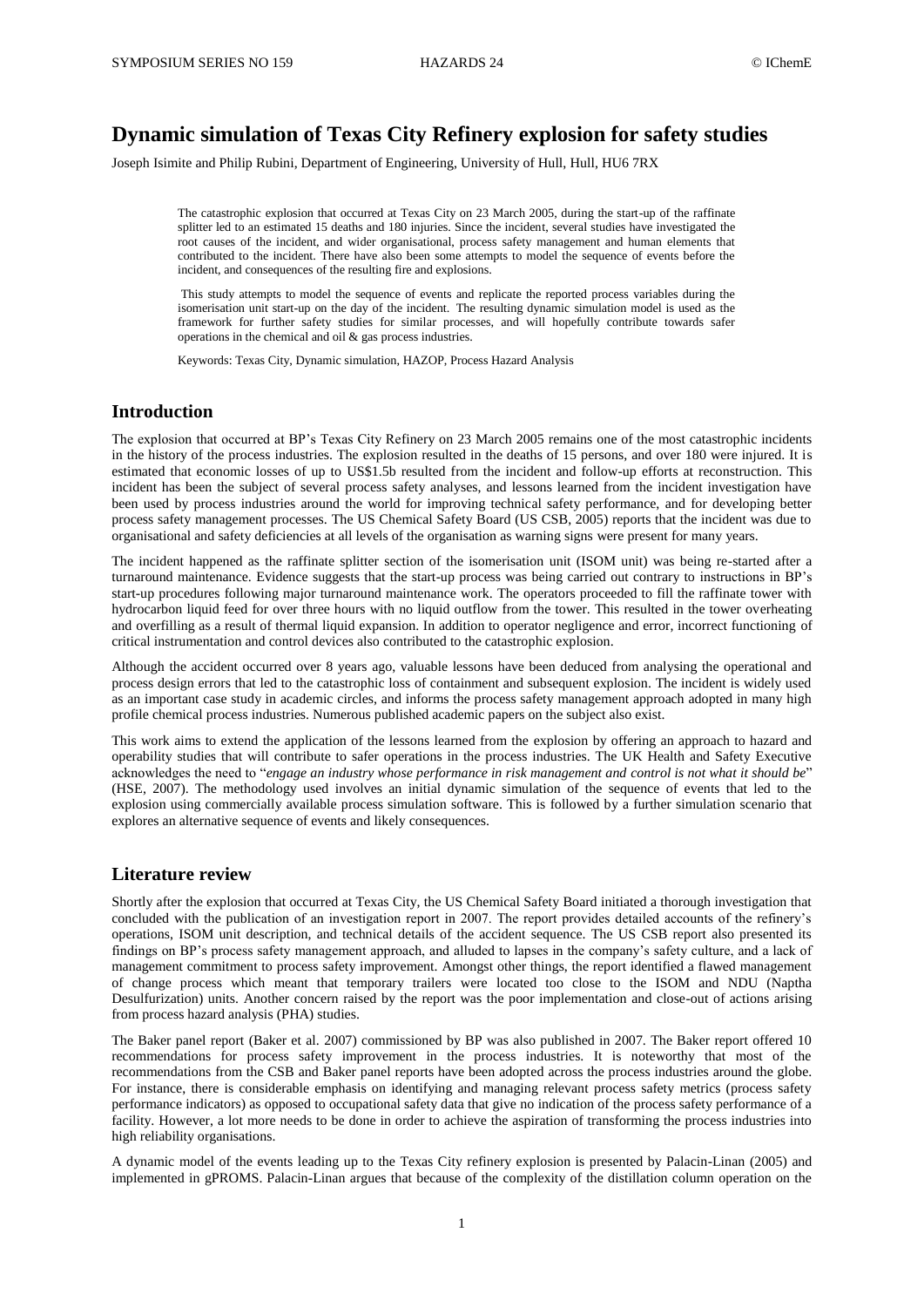# Dynamic simulation of Texas City Refinery explosion for safety studies

Joseph Isimite and Philip Rubini, Department of Engineering, University of Hull, Hull, HU6 7RX

The catastrophic explosion that occurred at Texas City on 23 March 2005, during the start-up of the raffinate splitter led to an estimated 15 deaths and 180 injuries. Since the incident, several studies have investigated the root causes of the incident, and wider organisational, process safety management and human elements that contributed to the incident. There have also been some attempts to model the sequence of events before the incident, and consequences of the resulting fire and explosions.

This study attempts to model the sequence of events and replicate the reported process variables during the isomerisation unit start-up on the day of the incident. The resulting dynamic simulation model is used as the framework for further safety studies for similar processes, and will hopefully contribute towards safer operations in the chemical and oil & gas process industries.

Keywords: Texas City, Dynamic simulation, HAZOP, Process Hazard Analysis

## Introduction

The explosion that occurred at BP's Texas City Refinery on 23 March 2005 remains one of the most catastrophic incidents in the history of the process industries. The explosion resulted in the deaths of 15 persons, and over 180 were injured. It is estimated that economic losses of up to US$1.5b resulted from the incident and follow-up efforts at reconstruction. This incident has been the subject of several process safety analyses, and lessons learned from the incident investigation have been used by process industries around the world for improving technical safety performance, and for developing better process safety management processes. The US Chemical Safety Board (US CSB, 2005) reports that the incident was due to organisational and safety deficiencies at all levels of the organisation as warning signs were present for many years.

The incident happened as the raffinate splitter section of the isomerisation unit (ISOM unit) was being re-started after a turnaround maintenance. Evidence suggests that the start-up process was being carried out contrary to instructions in BP's start-up procedures following major turnaround maintenance work. The operators proceeded to fill the raffinate tower with hydrocarbon liquid feed for over three hours with no liquid outflow from the tower. This resulted in the tower overheating and overfilling as a result of thermal liquid expansion. In addition to operator negligence and error, incorrect functioning of critical instrumentation and control devices also contributed to the catastrophic explosion.

Although the accident occurred over 8 years ago, valuable lessons have been deduced from analysing the operational and process design errors that led to the catastrophic loss of containment and subsequent explosion. The incident is widely used as an important case study in academic circles, and informs the process safety management approach adopted in many high profile chemical process industries. Numerous published academic papers on the subject also exist.

This work aims to extend the application of the lessons learned from the explosion by offering an approach to hazard and operability studies that will contribute to safer operations in the process industries. The UK Health and Safety Executive acknowledges the need to "*engage an industry whose performance in risk management and control is not what it should be*" (HSE, 2007). The methodology used involves an initial dynamic simulation of the sequence of events that led to the explosion using commercially available process simulation software. This is followed by a further simulation scenario that explores an alternative sequence of events and likely consequences.

## Literature review

Shortly after the explosion that occurred at Texas City, the US Chemical Safety Board initiated a thorough investigation that concluded with the publication of an investigation report in 2007. The report provides detailed accounts of the refinery's operations, ISOM unit description, and technical details of the accident sequence. The US CSB report also presented its findings on BP's process safety management approach, and alluded to lapses in the company's safety culture, and a lack of management commitment to process safety improvement. Amongst other things, the report identified a flawed management of change process which meant that temporary trailers were located too close to the ISOM and NDU (Naptha Desulfurization) units. Another concern raised by the report was the poor implementation and close-out of actions arising from process hazard analysis (PHA) studies.

The Baker panel report (Baker et al. 2007) commissioned by BP was also published in 2007. The Baker report offered 10 recommendations for process safety improvement in the process industries. It is noteworthy that most of the recommendations from the CSB and Baker panel reports have been adopted across the process industries around the globe. For instance, there is considerable emphasis on identifying and managing relevant process safety metrics (process safety performance indicators) as opposed to occupational safety data that give no indication of the process safety performance of a facility. However, a lot more needs to be done in order to achieve the aspiration of transforming the process industries into high reliability organisations.

A dynamic model of the events leading up to the Texas City refinery explosion is presented by Palacin-Linan (2005) and implemented in gPROMS. Palacin-Linan argues that because of the complexity of the distillation column operation on the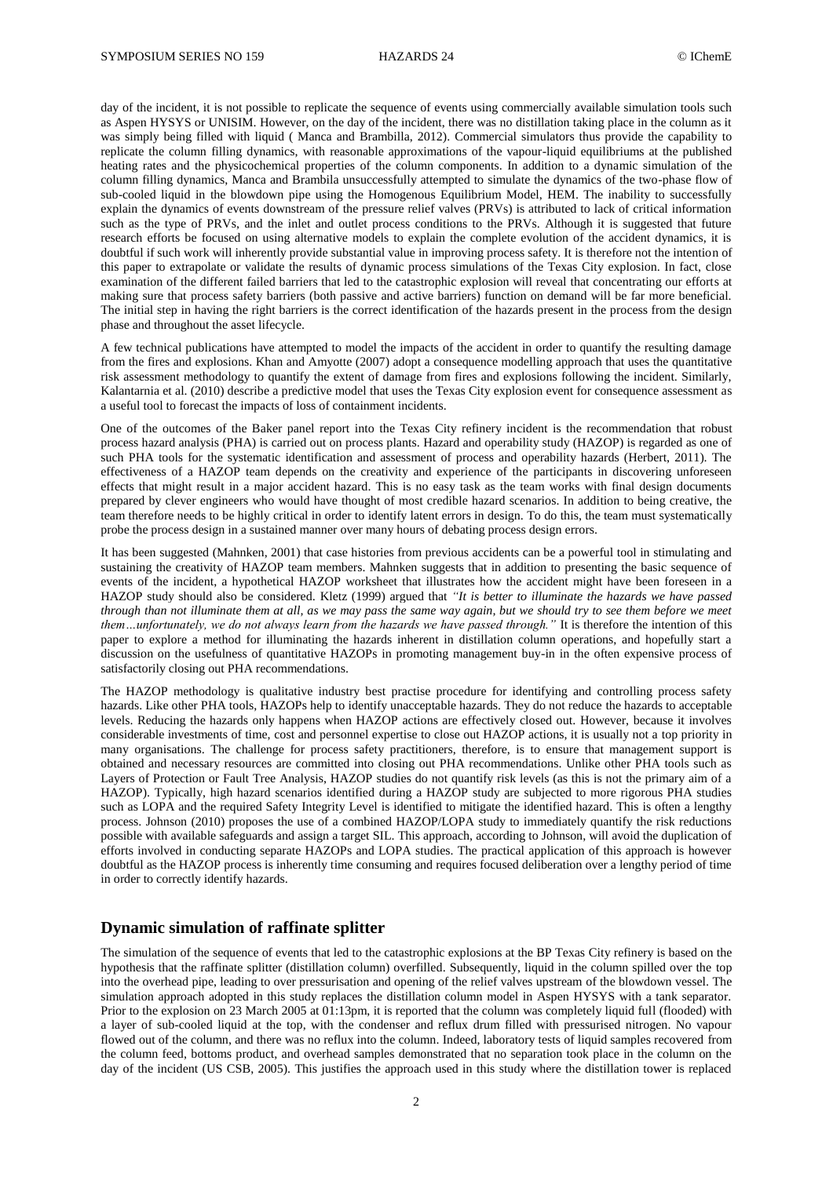day of the incident, it is not possible to replicate the sequence of events using commercially available simulation tools such as Aspen HYSYS or UNISIM. However, on the day of the incident, there was no distillation taking place in the column as it was simply being filled with liquid ( Manca and Brambilla, 2012). Commercial simulators thus provide the capability to replicate the column filling dynamics, with reasonable approximations of the vapour-liquid equilibriums at the published heating rates and the physicochemical properties of the column components. In addition to a dynamic simulation of the column filling dynamics, Manca and Brambila unsuccessfully attempted to simulate the dynamics of the two-phase flow of sub-cooled liquid in the blowdown pipe using the Homogenous Equilibrium Model, HEM. The inability to successfully explain the dynamics of events downstream of the pressure relief valves (PRVs) is attributed to lack of critical information such as the type of PRVs, and the inlet and outlet process conditions to the PRVs. Although it is suggested that future research efforts be focused on using alternative models to explain the complete evolution of the accident dynamics, it is doubtful if such work will inherently provide substantial value in improving process safety. It is therefore not the intention of this paper to extrapolate or validate the results of dynamic process simulations of the Texas City explosion. In fact, close examination of the different failed barriers that led to the catastrophic explosion will reveal that concentrating our efforts at making sure that process safety barriers (both passive and active barriers) function on demand will be far more beneficial. The initial step in having the right barriers is the correct identification of the hazards present in the process from the design phase and throughout the asset lifecycle.

A few technical publications have attempted to model the impacts of the accident in order to quantify the resulting damage from the fires and explosions. Khan and Amyotte (2007) adopt a consequence modelling approach that uses the quantitative risk assessment methodology to quantify the extent of damage from fires and explosions following the incident. Similarly, Kalantarnia et al. (2010) describe a predictive model that uses the Texas City explosion event for consequence assessment as a useful tool to forecast the impacts of loss of containment incidents.

One of the outcomes of the Baker panel report into the Texas City refinery incident is the recommendation that robust process hazard analysis (PHA) is carried out on process plants. Hazard and operability study (HAZOP) is regarded as one of such PHA tools for the systematic identification and assessment of process and operability hazards (Herbert, 2011). The effectiveness of a HAZOP team depends on the creativity and experience of the participants in discovering unforeseen effects that might result in a major accident hazard. This is no easy task as the team works with final design documents prepared by clever engineers who would have thought of most credible hazard scenarios. In addition to being creative, the team therefore needs to be highly critical in order to identify latent errors in design. To do this, the team must systematically probe the process design in a sustained manner over many hours of debating process design errors.

It has been suggested (Mahnken, 2001) that case histories from previous accidents can be a powerful tool in stimulating and sustaining the creativity of HAZOP team members. Mahnken suggests that in addition to presenting the basic sequence of events of the incident, a hypothetical HAZOP worksheet that illustrates how the accident might have been foreseen in a HAZOP study should also be considered. Kletz (1999) argued that *"It is better to illuminate the hazards we have passed through than not illuminate them at all, as we may pass the same way again, but we should try to see them before we meet them…unfortunately, we do not always learn from the hazards we have passed through."* It is therefore the intention of this paper to explore a method for illuminating the hazards inherent in distillation column operations, and hopefully start a discussion on the usefulness of quantitative HAZOPs in promoting management buy-in in the often expensive process of satisfactorily closing out PHA recommendations.

The HAZOP methodology is qualitative industry best practise procedure for identifying and controlling process safety hazards. Like other PHA tools, HAZOPs help to identify unacceptable hazards. They do not reduce the hazards to acceptable levels. Reducing the hazards only happens when HAZOP actions are effectively closed out. However, because it involves considerable investments of time, cost and personnel expertise to close out HAZOP actions, it is usually not a top priority in many organisations. The challenge for process safety practitioners, therefore, is to ensure that management support is obtained and necessary resources are committed into closing out PHA recommendations. Unlike other PHA tools such as Layers of Protection or Fault Tree Analysis, HAZOP studies do not quantify risk levels (as this is not the primary aim of a HAZOP). Typically, high hazard scenarios identified during a HAZOP study are subjected to more rigorous PHA studies such as LOPA and the required Safety Integrity Level is identified to mitigate the identified hazard. This is often a lengthy process. Johnson (2010) proposes the use of a combined HAZOP/LOPA study to immediately quantify the risk reductions possible with available safeguards and assign a target SIL. This approach, according to Johnson, will avoid the duplication of efforts involved in conducting separate HAZOPs and LOPA studies. The practical application of this approach is however doubtful as the HAZOP process is inherently time consuming and requires focused deliberation over a lengthy period of time in order to correctly identify hazards.

## Dynamic simulation of raffinate splitter

The simulation of the sequence of events that led to the catastrophic explosions at the BP Texas City refinery is based on the hypothesis that the raffinate splitter (distillation column) overfilled. Subsequently, liquid in the column spilled over the top into the overhead pipe, leading to over pressurisation and opening of the relief valves upstream of the blowdown vessel. The simulation approach adopted in this study replaces the distillation column model in Aspen HYSYS with a tank separator. Prior to the explosion on 23 March 2005 at 01:13pm, it is reported that the column was completely liquid full (flooded) with a layer of sub-cooled liquid at the top, with the condenser and reflux drum filled with pressurised nitrogen. No vapour flowed out of the column, and there was no reflux into the column. Indeed, laboratory tests of liquid samples recovered from the column feed, bottoms product, and overhead samples demonstrated that no separation took place in the column on the day of the incident (US CSB, 2005). This justifies the approach used in this study where the distillation tower is replaced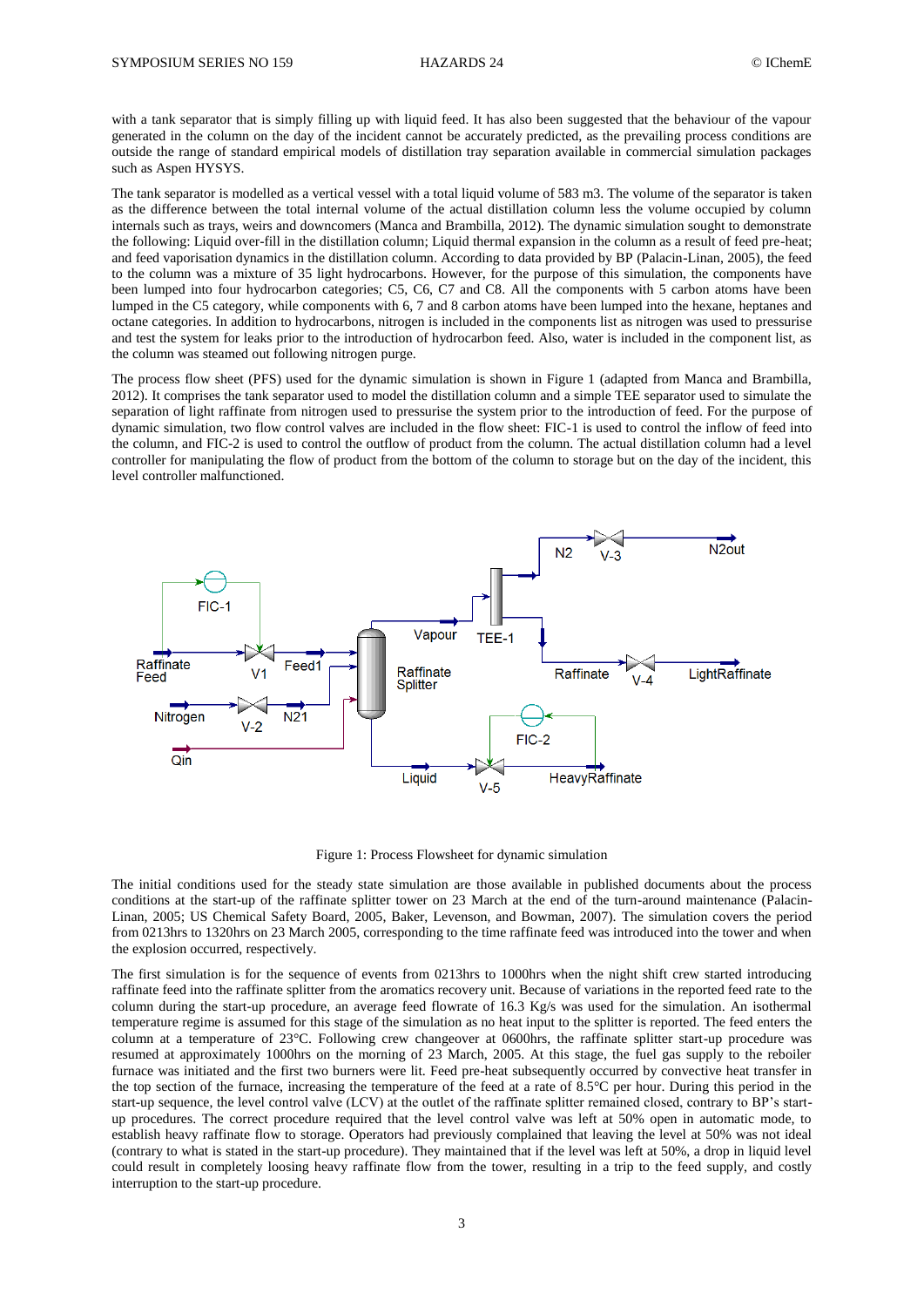with a tank separator that is simply filling up with liquid feed. It has also been suggested that the behaviour of the vapour generated in the column on the day of the incident cannot be accurately predicted, as the prevailing process conditions are outside the range of standard empirical models of distillation tray separation available in commercial simulation packages such as Aspen HYSYS.

The tank separator is modelled as a vertical vessel with a total liquid volume of 583 m3. The volume of the separator is taken as the difference between the total internal volume of the actual distillation column less the volume occupied by column internals such as trays, weirs and downcomers (Manca and Brambilla, 2012). The dynamic simulation sought to demonstrate the following: Liquid over-fill in the distillation column; Liquid thermal expansion in the column as a result of feed pre-heat; and feed vaporisation dynamics in the distillation column. According to data provided by BP (Palacin-Linan, 2005), the feed to the column was a mixture of 35 light hydrocarbons. However, for the purpose of this simulation, the components have been lumped into four hydrocarbon categories; C5, C6, C7 and C8. All the components with 5 carbon atoms have been lumped in the C5 category, while components with 6, 7 and 8 carbon atoms have been lumped into the hexane, heptanes and octane categories. In addition to hydrocarbons, nitrogen is included in the components list as nitrogen was used to pressurise and test the system for leaks prior to the introduction of hydrocarbon feed. Also, water is included in the component list, as the column was steamed out following nitrogen purge.

The process flow sheet (PFS) used for the dynamic simulation is shown in Figure 1 (adapted from Manca and Brambilla, 2012). It comprises the tank separator used to model the distillation column and a simple TEE separator used to simulate the separation of light raffinate from nitrogen used to pressurise the system prior to the introduction of feed. For the purpose of dynamic simulation, two flow control valves are included in the flow sheet: FIC-1 is used to control the inflow of feed into the column, and FIC-2 is used to control the outflow of product from the column. The actual distillation column had a level controller for manipulating the flow of product from the bottom of the column to storage but on the day of the incident, this level controller malfunctioned.

Figure 1: Process Flowsheet for dynamic simulation

The initial conditions used for the steady state simulation are those available in published documents about the process conditions at the start-up of the raffinate splitter tower on 23 March at the end of the turn-around maintenance (Palacin-Linan, 2005; US Chemical Safety Board, 2005, Baker, Levenson, and Bowman, 2007). The simulation covers the period from 0213hrs to 1320hrs on 23 March 2005, corresponding to the time raffinate feed was introduced into the tower and when the explosion occurred, respectively.

The first simulation is for the sequence of events from 0213hrs to 1000hrs when the night shift crew started introducing raffinate feed into the raffinate splitter from the aromatics recovery unit. Because of variations in the reported feed rate to the column during the start-up procedure, an average feed flowrate of 16.3 Kg/s was used for the simulation. An isothermal temperature regime is assumed for this stage of the simulation as no heat input to the splitter is reported. The feed enters the column at a temperature of 23°C. Following crew changeover at 0600hrs, the raffinate splitter start-up procedure was resumed at approximately 1000hrs on the morning of 23 March, 2005. At this stage, the fuel gas supply to the reboiler furnace was initiated and the first two burners were lit. Feed pre-heat subsequently occurred by convective heat transfer in the top section of the furnace, increasing the temperature of the feed at a rate of 8.5°C per hour. During this period in the start-up sequence, the level control valve (LCV) at the outlet of the raffinate splitter remained closed, contrary to BP's start-up procedures. The correct procedure required that the level control valve was left at 50% open in automatic mode, to establish heavy raffinate flow to storage. Operators had previously complained that leaving the level at 50% was not ideal (contrary to what is stated in the start-up procedure). They maintained that if the level was left at 50%, a drop in liquid level could result in completely loosing heavy raffinate flow from the tower, resulting in a trip to the feed supply, and costly interruption to the start-up procedure.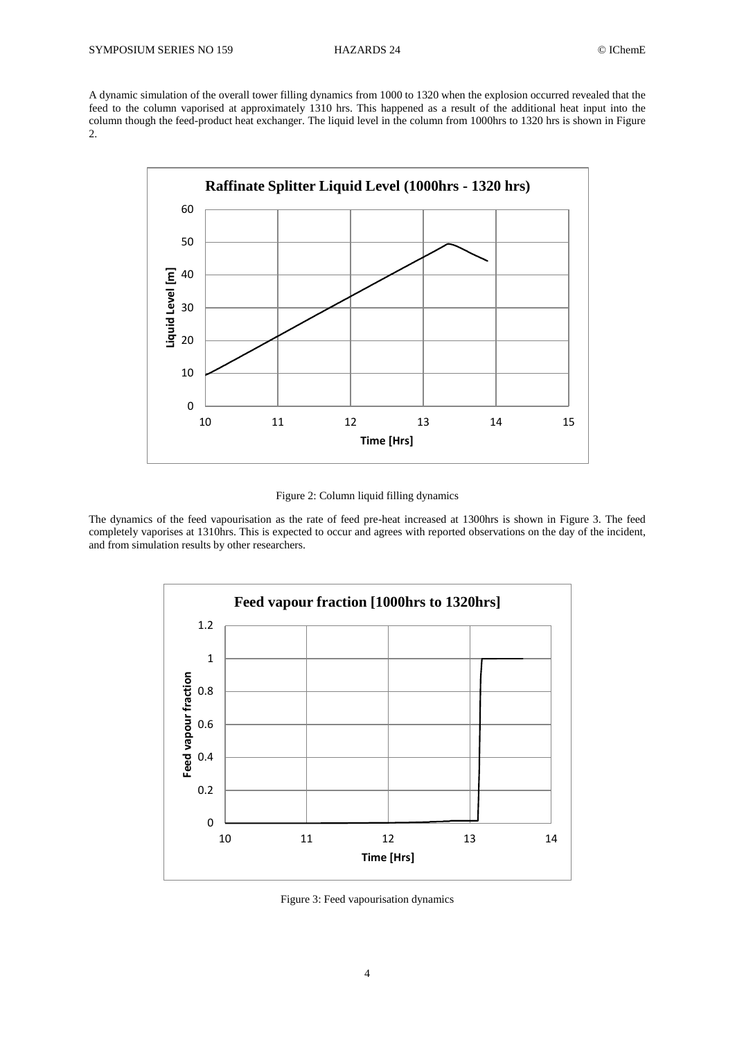A dynamic simulation of the overall tower filling dynamics from 1000 to 1320 when the explosion occurred revealed that the feed to the column vaporised at approximately 1310 hrs. This happened as a result of the additional heat input into the column though the feed-product heat exchanger. The liquid level in the column from 1000hrs to 1320 hrs is shown in Figure 2.

Figure 2: Column liquid filling dynamics

The dynamics of the feed vapourisation as the rate of feed pre-heat increased at 1300hrs is shown in Figure 3. The feed completely vaporises at 1310hrs. This is expected to occur and agrees with reported observations on the day of the incident, and from simulation results by other researchers.

Figure 3: Feed vapourisation dynamics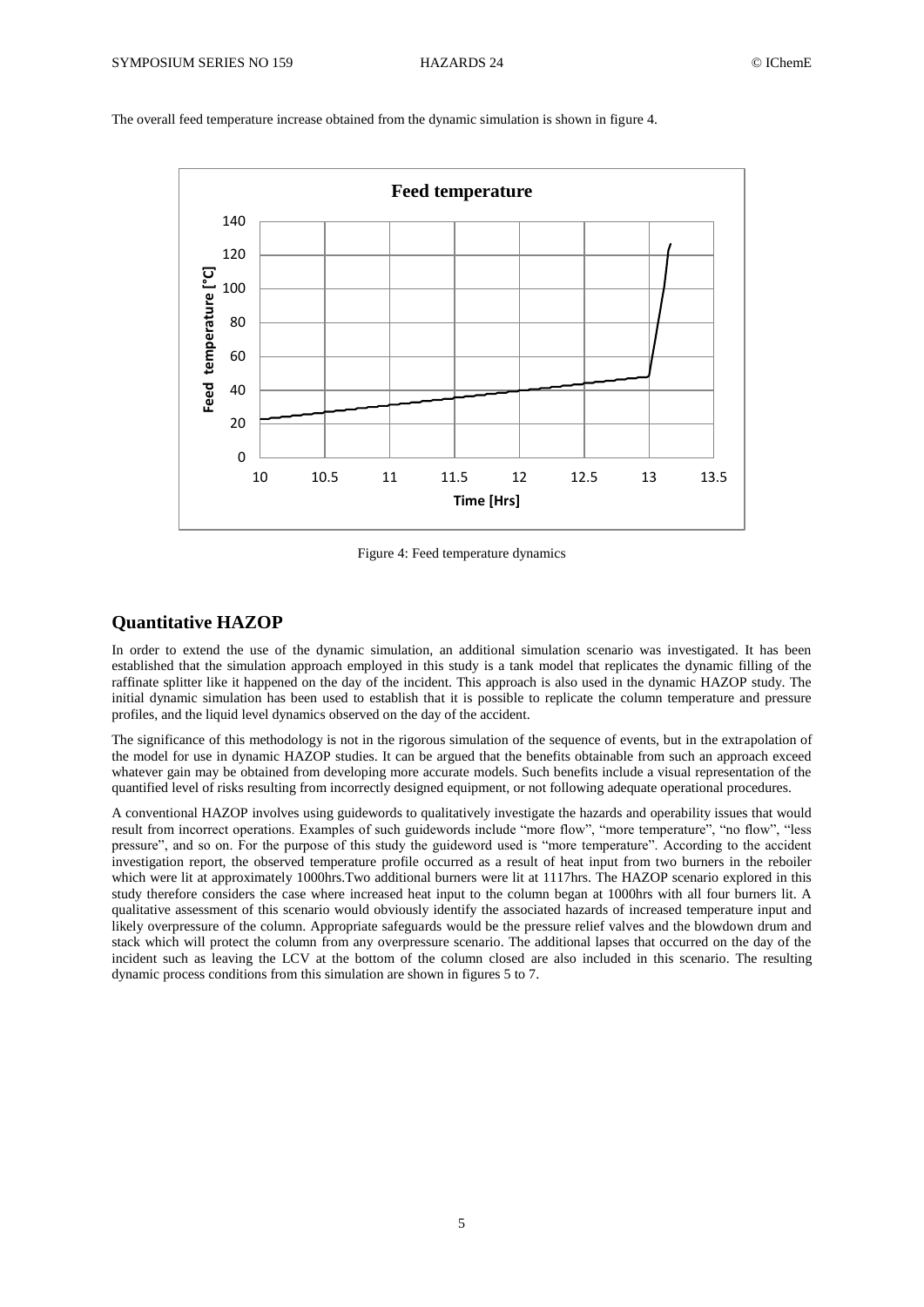The overall feed temperature increase obtained from the dynamic simulation is shown in figure 4.

Figure 4: Feed temperature dynamics

## Quantitative HAZOP

In order to extend the use of the dynamic simulation, an additional simulation scenario was investigated. It has been established that the simulation approach employed in this study is a tank model that replicates the dynamic filling of the raffinate splitter like it happened on the day of the incident. This approach is also used in the dynamic HAZOP study. The initial dynamic simulation has been used to establish that it is possible to replicate the column temperature and pressure profiles, and the liquid level dynamics observed on the day of the accident.

The significance of this methodology is not in the rigorous simulation of the sequence of events, but in the extrapolation of the model for use in dynamic HAZOP studies. It can be argued that the benefits obtainable from such an approach exceed whatever gain may be obtained from developing more accurate models. Such benefits include a visual representation of the quantified level of risks resulting from incorrectly designed equipment, or not following adequate operational procedures.

A conventional HAZOP involves using guidewords to qualitatively investigate the hazards and operability issues that would result from incorrect operations. Examples of such guidewords include "more flow", "more temperature", "no flow", "less pressure", and so on. For the purpose of this study the guideword used is "more temperature". According to the accident investigation report, the observed temperature profile occurred as a result of heat input from two burners in the reboiler which were lit at approximately 1000hrs.Two additional burners were lit at 1117hrs. The HAZOP scenario explored in this study therefore considers the case where increased heat input to the column began at 1000hrs with all four burners lit. A qualitative assessment of this scenario would obviously identify the associated hazards of increased temperature input and likely overpressure of the column. Appropriate safeguards would be the pressure relief valves and the blowdown drum and stack which will protect the column from any overpressure scenario. The additional lapses that occurred on the day of the incident such as leaving the LCV at the bottom of the column closed are also included in this scenario. The resulting dynamic process conditions from this simulation are shown in figures 5 to 7.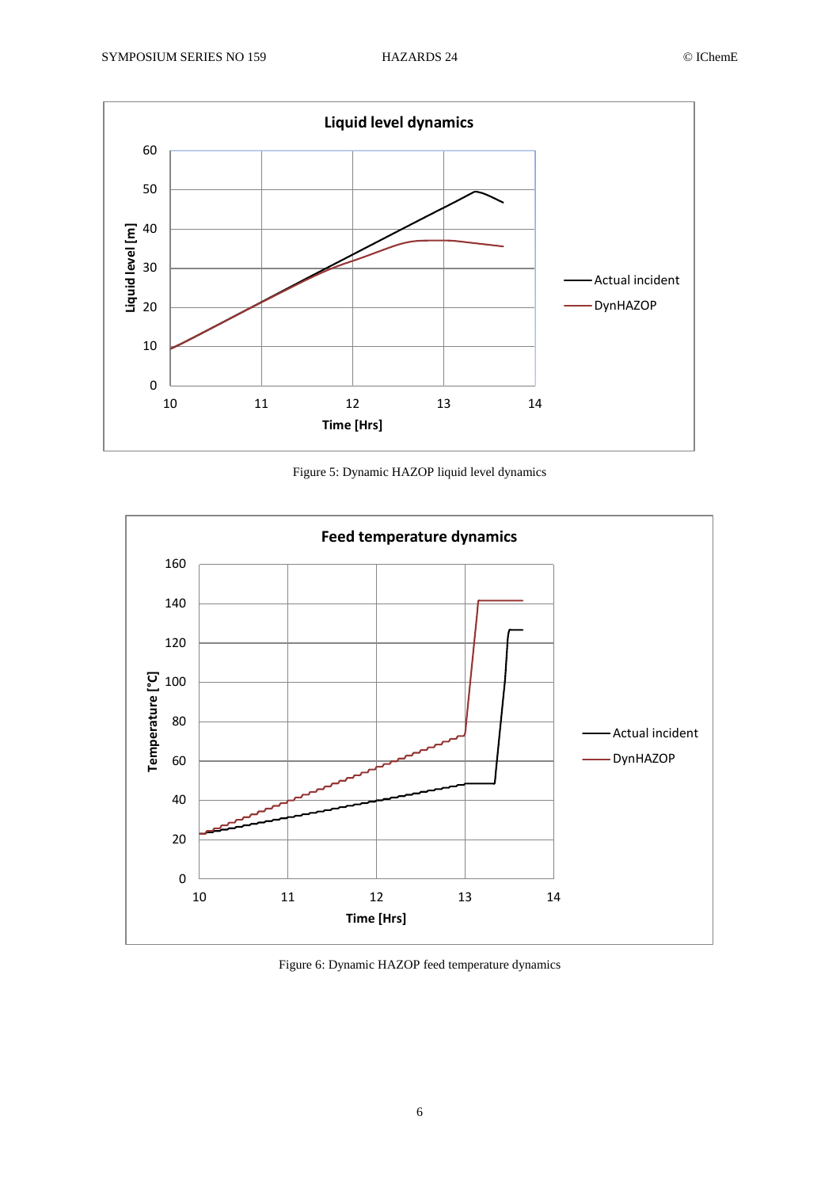Figure 5: Dynamic HAZOP liquid level dynamics

Figure 6: Dynamic HAZOP feed temperature dynamics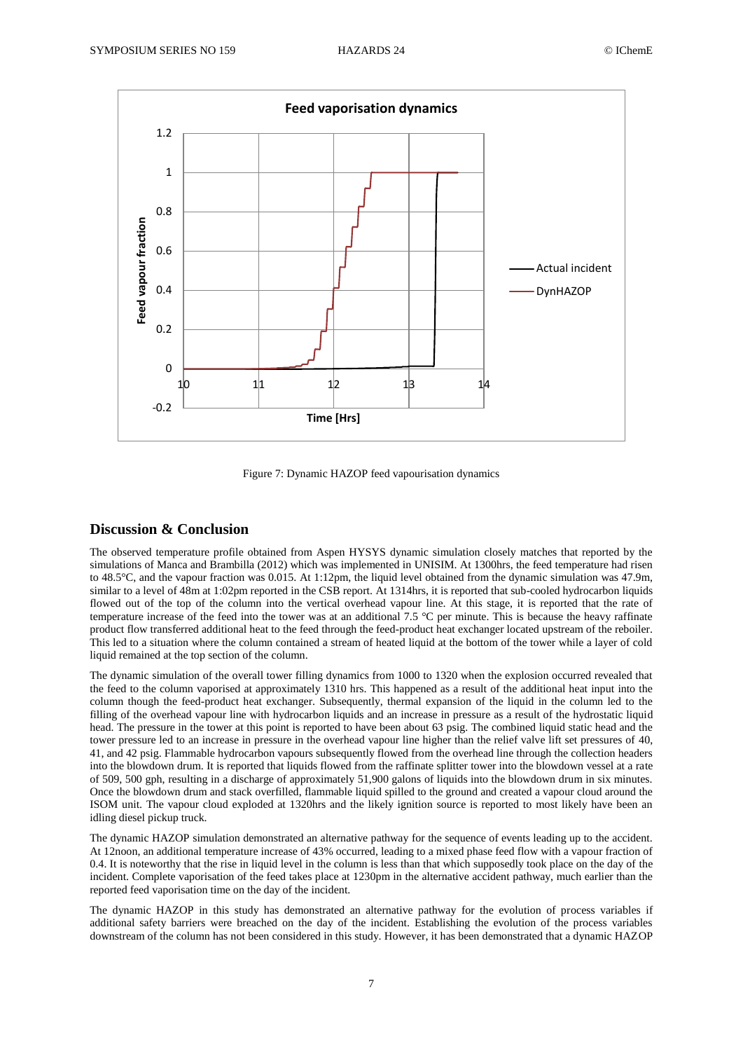Figure 7: Dynamic HAZOP feed vapourisation dynamics

## Discussion & Conclusion

The observed temperature profile obtained from Aspen HYSYS dynamic simulation closely matches that reported by the simulations of Manca and Brambilla (2012) which was implemented in UNISIM. At 1300hrs, the feed temperature had risen to 48.5°C, and the vapour fraction was 0.015. At 1:12pm, the liquid level obtained from the dynamic simulation was 47.9m, similar to a level of 48m at 1:02pm reported in the CSB report. At 1314hrs, it is reported that sub-cooled hydrocarbon liquids flowed out of the top of the column into the vertical overhead vapour line. At this stage, it is reported that the rate of temperature increase of the feed into the tower was at an additional 7.5 °C per minute. This is because the heavy raffinate product flow transferred additional heat to the feed through the feed-product heat exchanger located upstream of the reboiler. This led to a situation where the column contained a stream of heated liquid at the bottom of the tower while a layer of cold liquid remained at the top section of the column.

The dynamic simulation of the overall tower filling dynamics from 1000 to 1320 when the explosion occurred revealed that the feed to the column vaporised at approximately 1310 hrs. This happened as a result of the additional heat input into the column though the feed-product heat exchanger. Subsequently, thermal expansion of the liquid in the column led to the filling of the overhead vapour line with hydrocarbon liquids and an increase in pressure as a result of the hydrostatic liquid head. The pressure in the tower at this point is reported to have been about 63 psig. The combined liquid static head and the tower pressure led to an increase in pressure in the overhead vapour line higher than the relief valve lift set pressures of 40, 41, and 42 psig. Flammable hydrocarbon vapours subsequently flowed from the overhead line through the collection headers into the blowdown drum. It is reported that liquids flowed from the raffinate splitter tower into the blowdown vessel at a rate of 509, 500 gph, resulting in a discharge of approximately 51,900 galons of liquids into the blowdown drum in six minutes. Once the blowdown drum and stack overfilled, flammable liquid spilled to the ground and created a vapour cloud around the ISOM unit. The vapour cloud exploded at 1320hrs and the likely ignition source is reported to most likely have been an idling diesel pickup truck.

The dynamic HAZOP simulation demonstrated an alternative pathway for the sequence of events leading up to the accident. At 12noon, an additional temperature increase of 43% occurred, leading to a mixed phase feed flow with a vapour fraction of 0.4. It is noteworthy that the rise in liquid level in the column is less than that which supposedly took place on the day of the incident. Complete vaporisation of the feed takes place at 1230pm in the alternative accident pathway, much earlier than the reported feed vaporisation time on the day of the incident.

The dynamic HAZOP in this study has demonstrated an alternative pathway for the evolution of process variables if additional safety barriers were breached on the day of the incident. Establishing the evolution of the process variables downstream of the column has not been considered in this study. However, it has been demonstrated that a dynamic HAZOP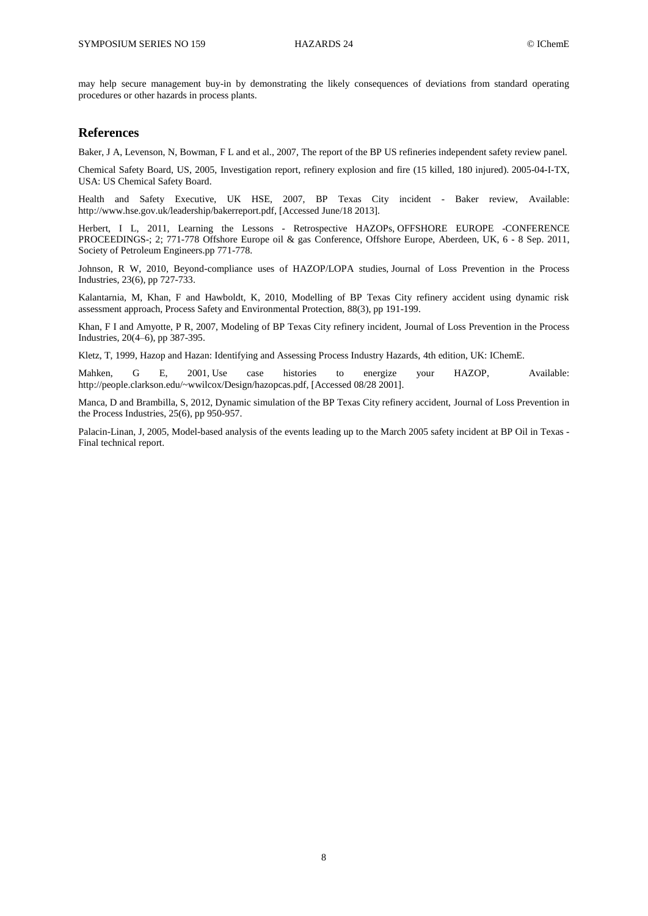may help secure management buy-in by demonstrating the likely consequences of deviations from standard operating procedures or other hazards in process plants.

## References

Baker, J A, Levenson, N, Bowman, F L and et al., 2007, The report of the BP US refineries independent safety review panel.

Chemical Safety Board, US, 2005, Investigation report, refinery explosion and fire (15 killed, 180 injured). 2005-04-I-TX, USA: US Chemical Safety Board.

Health and Safety Executive, UK HSE, 2007, BP Texas City incident - Baker review, Available: http://www.hse.gov.uk/leadership/bakerreport.pdf, [Accessed June/18 2013].

Herbert, I L, 2011, Learning the Lessons - Retrospective HAZOPs, OFFSHORE EUROPE -CONFERENCE PROCEEDINGS-; 2; 771-778 Offshore Europe oil & gas Conference, Offshore Europe, Aberdeen, UK, 6 - 8 Sep. 2011, Society of Petroleum Engineers.pp 771-778.

Johnson, R W, 2010, Beyond-compliance uses of HAZOP/LOPA studies, Journal of Loss Prevention in the Process Industries, 23(6), pp 727-733.

Kalantarnia, M, Khan, F and Hawboldt, K, 2010, Modelling of BP Texas City refinery accident using dynamic risk assessment approach, Process Safety and Environmental Protection, 88(3), pp 191-199.

Khan, F I and Amyotte, P R, 2007, Modeling of BP Texas City refinery incident, Journal of Loss Prevention in the Process Industries, 20(4–6), pp 387-395.

Kletz, T, 1999, Hazop and Hazan: Identifying and Assessing Process Industry Hazards, 4th edition, UK: IChemE.

Mahken, G E, 2001, Use case histories to energize your HAZOP, Available: http://people.clarkson.edu/~wwilcox/Design/hazopcas.pdf, [Accessed 08/28 2001].

Manca, D and Brambilla, S, 2012, Dynamic simulation of the BP Texas City refinery accident, Journal of Loss Prevention in the Process Industries, 25(6), pp 950-957.

Palacin-Linan, J, 2005, Model-based analysis of the events leading up to the March 2005 safety incident at BP Oil in Texas - Final technical report.